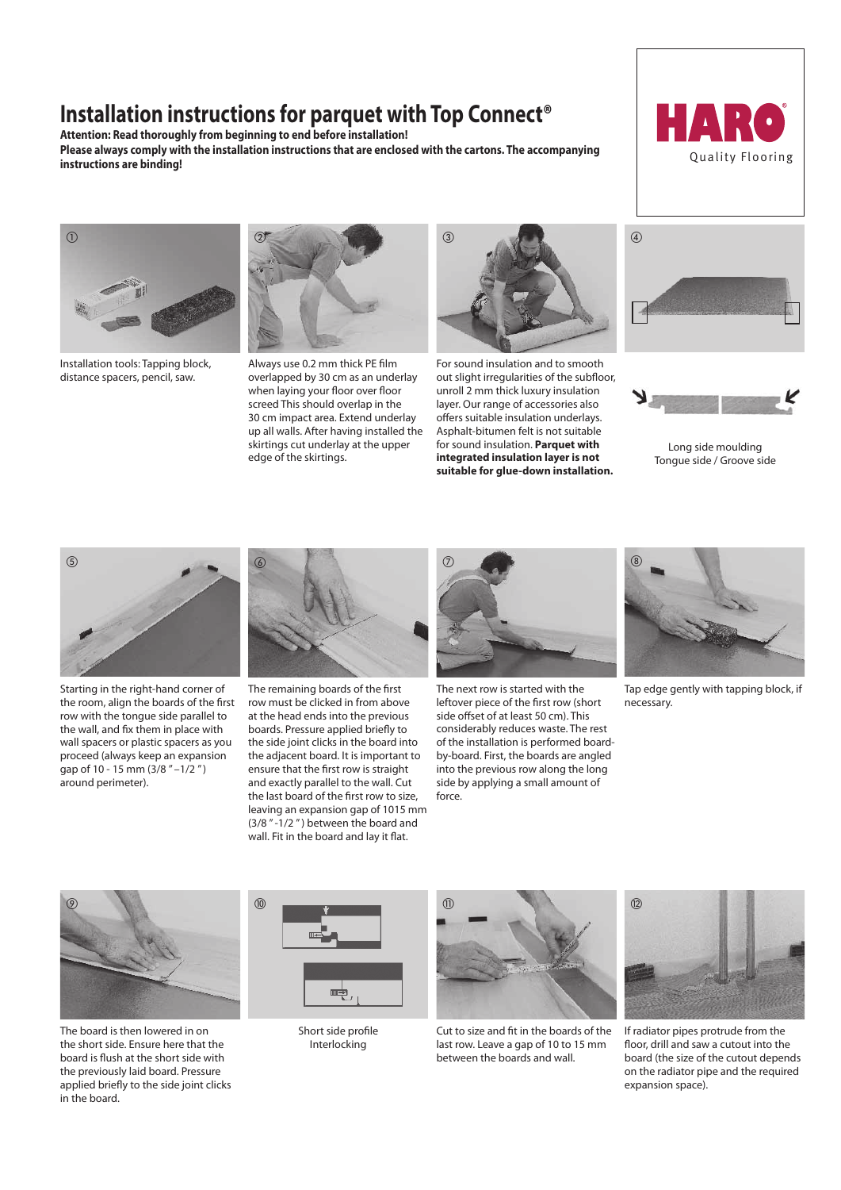# Installation instructions for parquet with Top Connect®

**Attention: Read thoroughly from beginning to end before installation!**
**Please always comply with the installation instructions that are enclosed with the cartons. The accompanying instructions are binding!**

HARO® Quality Flooring

① Installation tools: Tapping block, distance spacers, pencil, saw.

② Always use 0.2 mm thick PE film overlapped by 30 cm as an underlay when laying your floor over floor screed This should overlap in the 30 cm impact area. Extend underlay up all walls. After having installed the skirtings cut underlay at the upper edge of the skirtings.

③ For sound insulation and to smooth out slight irregularities of the subfloor, unroll 2 mm thick luxury insulation layer. Our range of accessories also offers suitable insulation underlays. Asphalt-bitumen felt is not suitable for sound insulation. **Parquet with integrated insulation layer is not suitable for glue-down installation.**

④ Long side moulding
Tongue side / Groove side

⑤ Starting in the right-hand corner of the room, align the boards of the first row with the tongue side parallel to the wall, and fix them in place with wall spacers or plastic spacers as you proceed (always keep an expansion gap of 10 - 15 mm (3/8 " –1/2 ") around perimeter).

⑥ The remaining boards of the first row must be clicked in from above at the head ends into the previous boards. Pressure applied briefly to the side joint clicks in the board into the adjacent board. It is important to ensure that the first row is straight and exactly parallel to the wall. Cut the last board of the first row to size, leaving an expansion gap of 1015 mm (3/8 " -1/2 ") between the board and wall. Fit in the board and lay it flat.

⑦ The next row is started with the leftover piece of the first row (short side offset of at least 50 cm). This considerably reduces waste. The rest of the installation is performed board-by-board. First, the boards are angled into the previous row along the long side by applying a small amount of force.

⑧ Tap edge gently with tapping block, if necessary.

⑨ The board is then lowered in on the short side. Ensure here that the board is flush at the short side with the previously laid board. Pressure applied briefly to the side joint clicks in the board.

⑩ Short side profile
Interlocking

⑪ Cut to size and fit in the boards of the last row. Leave a gap of 10 to 15 mm between the boards and wall.

⑫ If radiator pipes protrude from the floor, drill and saw a cutout into the board (the size of the cutout depends on the radiator pipe and the required expansion space).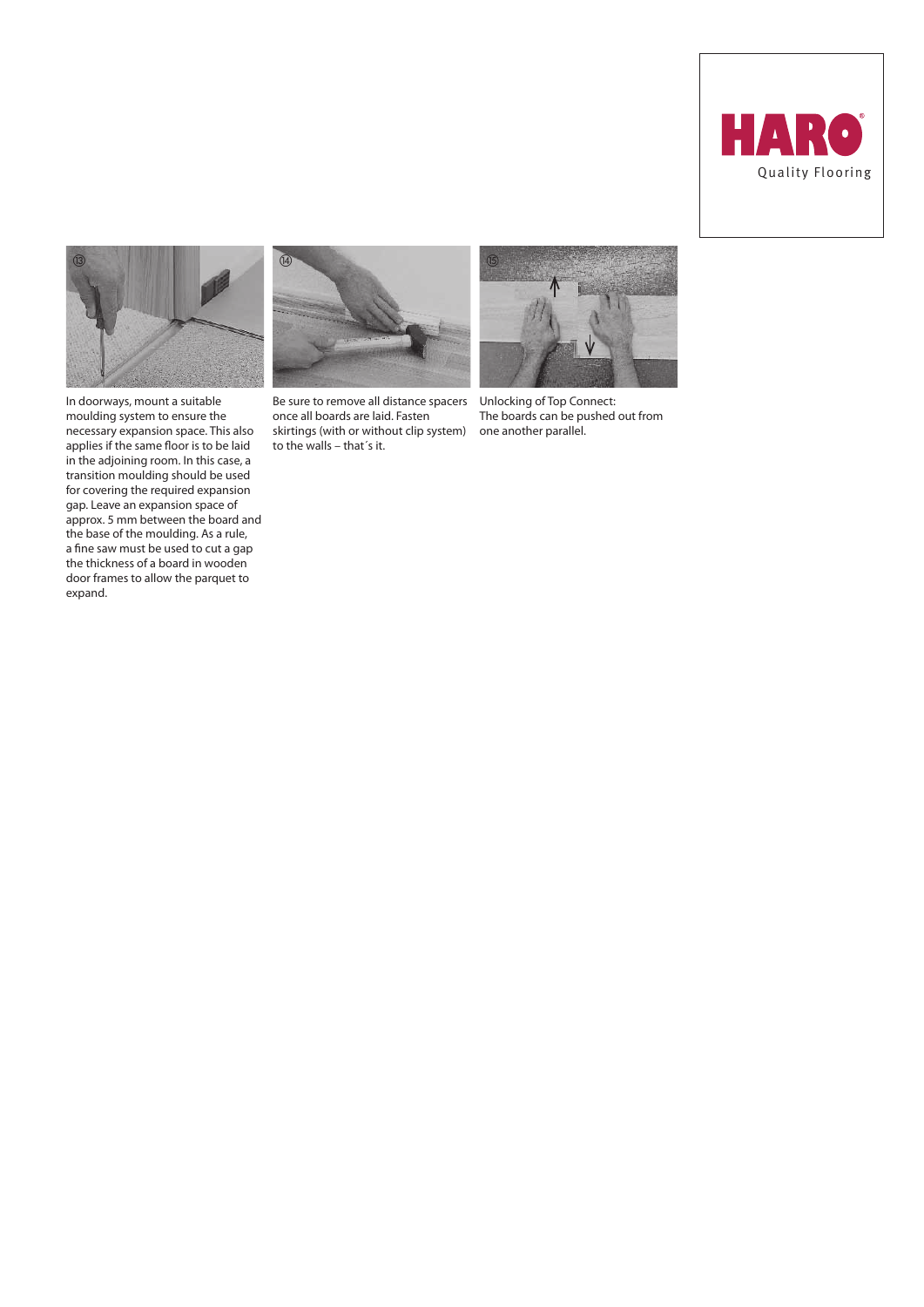HARO® Quality Flooring

⑬

In doorways, mount a suitable moulding system to ensure the necessary expansion space. This also applies if the same floor is to be laid in the adjoining room. In this case, a transition moulding should be used for covering the required expansion gap. Leave an expansion space of approx. 5 mm between the board and the base of the moulding. As a rule, a fine saw must be used to cut a gap the thickness of a board in wooden door frames to allow the parquet to expand.

⑭

Be sure to remove all distance spacers once all boards are laid. Fasten skirtings (with or without clip system) to the walls – that´s it.

⑮

Unlocking of Top Connect:
The boards can be pushed out from one another parallel.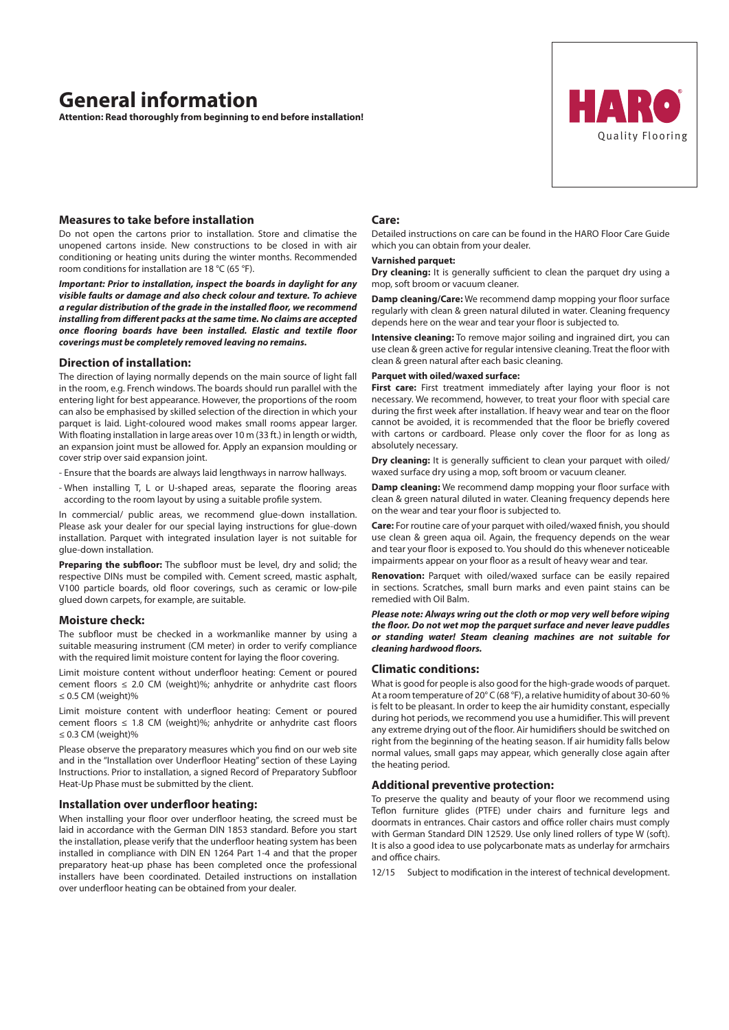# General information

**Attention: Read thoroughly from beginning to end before installation!**

HARO® Quality Flooring

## Measures to take before installation

Do not open the cartons prior to installation. Store and climatise the unopened cartons inside. New constructions to be closed in with air conditioning or heating units during the winter months. Recommended room conditions for installation are 18 °C (65 °F).

***Important: Prior to installation, inspect the boards in daylight for any visible faults or damage and also check colour and texture. To achieve a regular distribution of the grade in the installed floor, we recommend installing from different packs at the same time. No claims are accepted once flooring boards have been installed. Elastic and textile floor coverings must be completely removed leaving no remains.***

## Direction of installation:

The direction of laying normally depends on the main source of light fall in the room, e.g. French windows. The boards should run parallel with the entering light for best appearance. However, the proportions of the room can also be emphasised by skilled selection of the direction in which your parquet is laid. Light-coloured wood makes small rooms appear larger. With floating installation in large areas over 10 m (33 ft.) in length or width, an expansion joint must be allowed for. Apply an expansion moulding or cover strip over said expansion joint.

- Ensure that the boards are always laid lengthways in narrow hallways.
- When installing T, L or U-shaped areas, separate the flooring areas according to the room layout by using a suitable profile system.

In commercial/ public areas, we recommend glue-down installation. Please ask your dealer for our special laying instructions for glue-down installation. Parquet with integrated insulation layer is not suitable for glue-down installation.

**Preparing the subfloor:** The subfloor must be level, dry and solid; the respective DINs must be compiled with. Cement screed, mastic asphalt, V100 particle boards, old floor coverings, such as ceramic or low-pile glued down carpets, for example, are suitable.

## Moisture check:

The subfloor must be checked in a workmanlike manner by using a suitable measuring instrument (CM meter) in order to verify compliance with the required limit moisture content for laying the floor covering.

Limit moisture content without underfloor heating: Cement or poured cement floors ≤ 2.0 CM (weight)%; anhydrite or anhydrite cast floors ≤ 0.5 CM (weight)%

Limit moisture content with underfloor heating: Cement or poured cement floors ≤ 1.8 CM (weight)%; anhydrite or anhydrite cast floors ≤ 0.3 CM (weight)%

Please observe the preparatory measures which you find on our web site and in the "Installation over Underfloor Heating" section of these Laying Instructions. Prior to installation, a signed Record of Preparatory Subfloor Heat-Up Phase must be submitted by the client.

## Installation over underfloor heating:

When installing your floor over underfloor heating, the screed must be laid in accordance with the German DIN 1853 standard. Before you start the installation, please verify that the underfloor heating system has been installed in compliance with DIN EN 1264 Part 1-4 and that the proper preparatory heat-up phase has been completed once the professional installers have been coordinated. Detailed instructions on installation over underfloor heating can be obtained from your dealer.

## Care:

Detailed instructions on care can be found in the HARO Floor Care Guide which you can obtain from your dealer.

### Varnished parquet:

**Dry cleaning:** It is generally sufficient to clean the parquet dry using a mop, soft broom or vacuum cleaner.

**Damp cleaning/Care:** We recommend damp mopping your floor surface regularly with clean & green natural diluted in water. Cleaning frequency depends here on the wear and tear your floor is subjected to.

**Intensive cleaning:** To remove major soiling and ingrained dirt, you can use clean & green active for regular intensive cleaning. Treat the floor with clean & green natural after each basic cleaning.

### Parquet with oiled/waxed surface:

**First care:** First treatment immediately after laying your floor is not necessary. We recommend, however, to treat your floor with special care during the first week after installation. If heavy wear and tear on the floor cannot be avoided, it is recommended that the floor be briefly covered with cartons or cardboard. Please only cover the floor for as long as absolutely necessary.

**Dry cleaning:** It is generally sufficient to clean your parquet with oiled/ waxed surface dry using a mop, soft broom or vacuum cleaner.

**Damp cleaning:** We recommend damp mopping your floor surface with clean & green natural diluted in water. Cleaning frequency depends here on the wear and tear your floor is subjected to.

**Care:** For routine care of your parquet with oiled/waxed finish, you should use clean & green aqua oil. Again, the frequency depends on the wear and tear your floor is exposed to. You should do this whenever noticeable impairments appear on your floor as a result of heavy wear and tear.

**Renovation:** Parquet with oiled/waxed surface can be easily repaired in sections. Scratches, small burn marks and even paint stains can be remedied with Oil Balm.

***Please note: Always wring out the cloth or mop very well before wiping the floor. Do not wet mop the parquet surface and never leave puddles or standing water! Steam cleaning machines are not suitable for cleaning hardwood floors.***

## Climatic conditions:

What is good for people is also good for the high-grade woods of parquet. At a room temperature of 20° C (68 °F), a relative humidity of about 30-60 % is felt to be pleasant. In order to keep the air humidity constant, especially during hot periods, we recommend you use a humidifier. This will prevent any extreme drying out of the floor. Air humidifiers should be switched on right from the beginning of the heating season. If air humidity falls below normal values, small gaps may appear, which generally close again after the heating period.

## Additional preventive protection:

To preserve the quality and beauty of your floor we recommend using Teflon furniture glides (PTFE) under chairs and furniture legs and doormats in entrances. Chair castors and office roller chairs must comply with German Standard DIN 12529. Use only lined rollers of type W (soft). It is also a good idea to use polycarbonate mats as underlay for armchairs and office chairs.

12/15 Subject to modification in the interest of technical development.